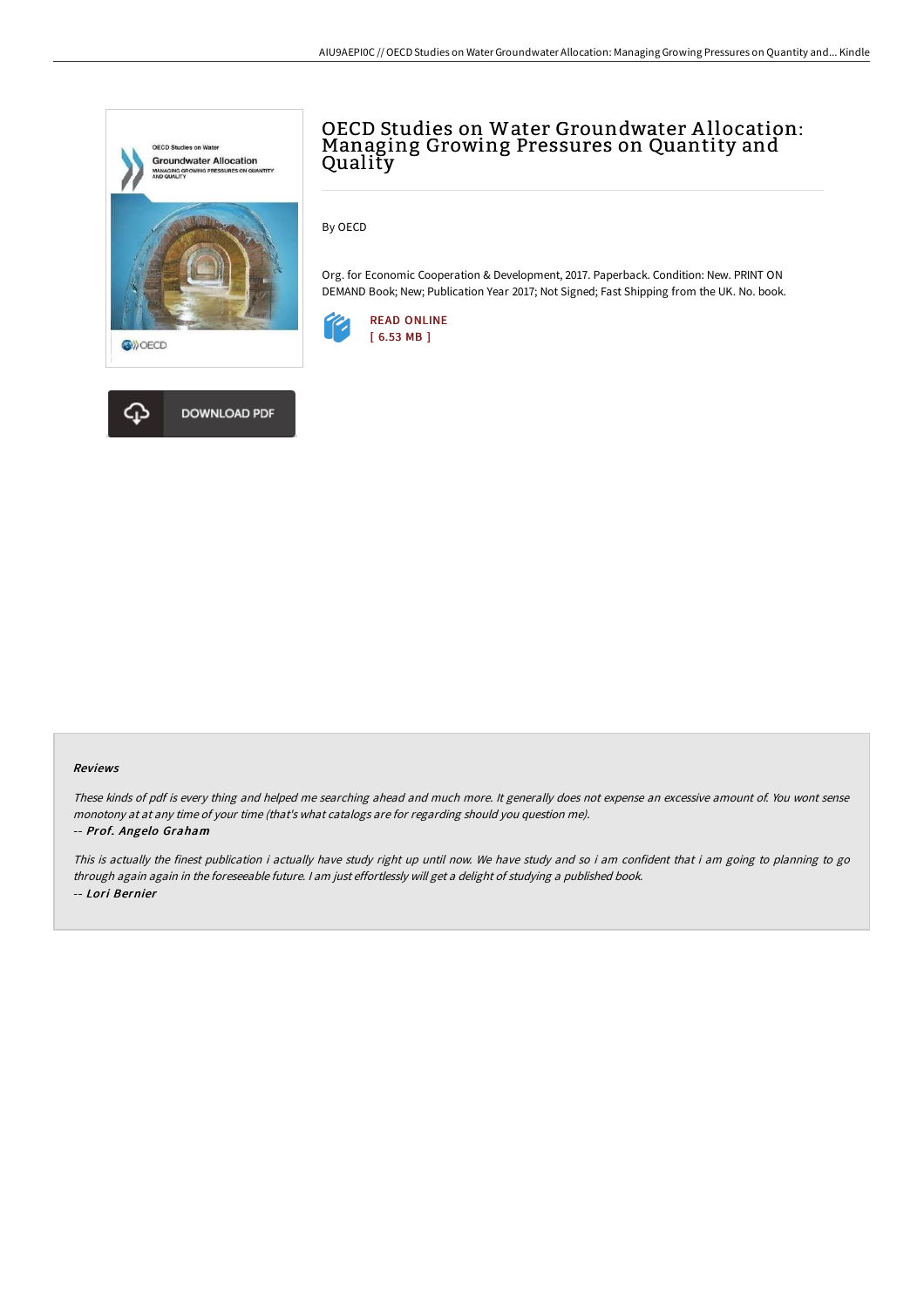# OECD Studies on Water Groundwater Allocation: Managing Growing Pressures on Quantity and Quality

By OECD

Org. for Economic Cooperation & Development, 2017. Paperback. Condition: New. PRINT ON DEMAND Book; New; Publication Year 2017; Not Signed; Fast Shipping from the UK. No. book.

READ ONLINE
[ 6.53 MB ]

DOWNLOAD PDF

#### Reviews

*These kinds of pdf is every thing and helped me searching ahead and much more. It generally does not expense an excessive amount of. You wont sense monotony at at any time of your time (that's what catalogs are for regarding should you question me).*

*-- Prof. Angelo Graham*

*This is actually the finest publication i actually have study right up until now. We have study and so i am confident that i am going to planning to go through again again in the foreseeable future. I am just effortlessly will get a delight of studying a published book.*

*-- Lori Bernier*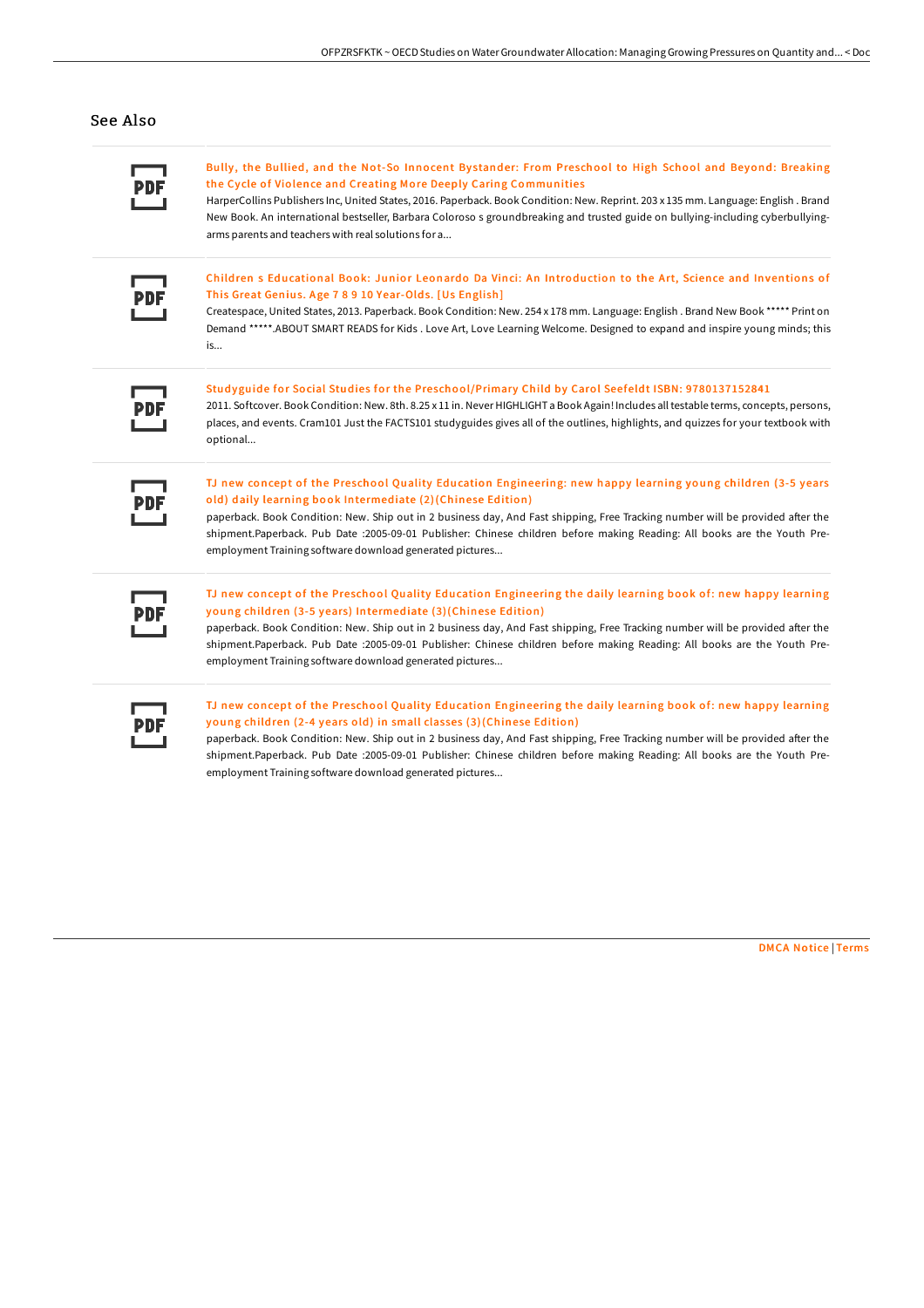## See Also

PDF

**Bully, the Bullied, and the Not-So Innocent Bystander: From Preschool to High School and Beyond: Breaking the Cycle of Violence and Creating More Deeply Caring Communities**

HarperCollins Publishers Inc, United States, 2016. Paperback. Book Condition: New. Reprint. 203 x 135 mm. Language: English . Brand New Book. An international bestseller, Barbara Coloroso s groundbreaking and trusted guide on bullying-including cyberbullying-arms parents and teachers with real solutions for a...

PDF

**Children s Educational Book: Junior Leonardo Da Vinci: An Introduction to the Art, Science and Inventions of This Great Genius. Age 7 8 9 10 Year-Olds. [Us English]**

Createspace, United States, 2013. Paperback. Book Condition: New. 254 x 178 mm. Language: English . Brand New Book ***** Print on Demand *****.ABOUT SMART READS for Kids . Love Art, Love Learning Welcome. Designed to expand and inspire young minds; this is...

PDF

**Studyguide for Social Studies for the Preschool/Primary Child by Carol Seefeldt ISBN: 9780137152841**

2011. Softcover. Book Condition: New. 8th. 8.25 x 11 in. Never HIGHLIGHT a Book Again! Includes all testable terms, concepts, persons, places, and events. Cram101 Just the FACTS101 studyguides gives all of the outlines, highlights, and quizzes for your textbook with optional...

PDF

**TJ new concept of the Preschool Quality Education Engineering: new happy learning young children (3-5 years old) daily learning book Intermediate (2)(Chinese Edition)**

paperback. Book Condition: New. Ship out in 2 business day, And Fast shipping, Free Tracking number will be provided after the shipment.Paperback. Pub Date :2005-09-01 Publisher: Chinese children before making Reading: All books are the Youth Pre-employment Training software download generated pictures...

PDF

**TJ new concept of the Preschool Quality Education Engineering the daily learning book of: new happy learning young children (3-5 years) Intermediate (3)(Chinese Edition)**

paperback. Book Condition: New. Ship out in 2 business day, And Fast shipping, Free Tracking number will be provided after the shipment.Paperback. Pub Date :2005-09-01 Publisher: Chinese children before making Reading: All books are the Youth Pre-employment Training software download generated pictures...

PDF

**TJ new concept of the Preschool Quality Education Engineering the daily learning book of: new happy learning young children (2-4 years old) in small classes (3)(Chinese Edition)**

paperback. Book Condition: New. Ship out in 2 business day, And Fast shipping, Free Tracking number will be provided after the shipment.Paperback. Pub Date :2005-09-01 Publisher: Chinese children before making Reading: All books are the Youth Pre-employment Training software download generated pictures...